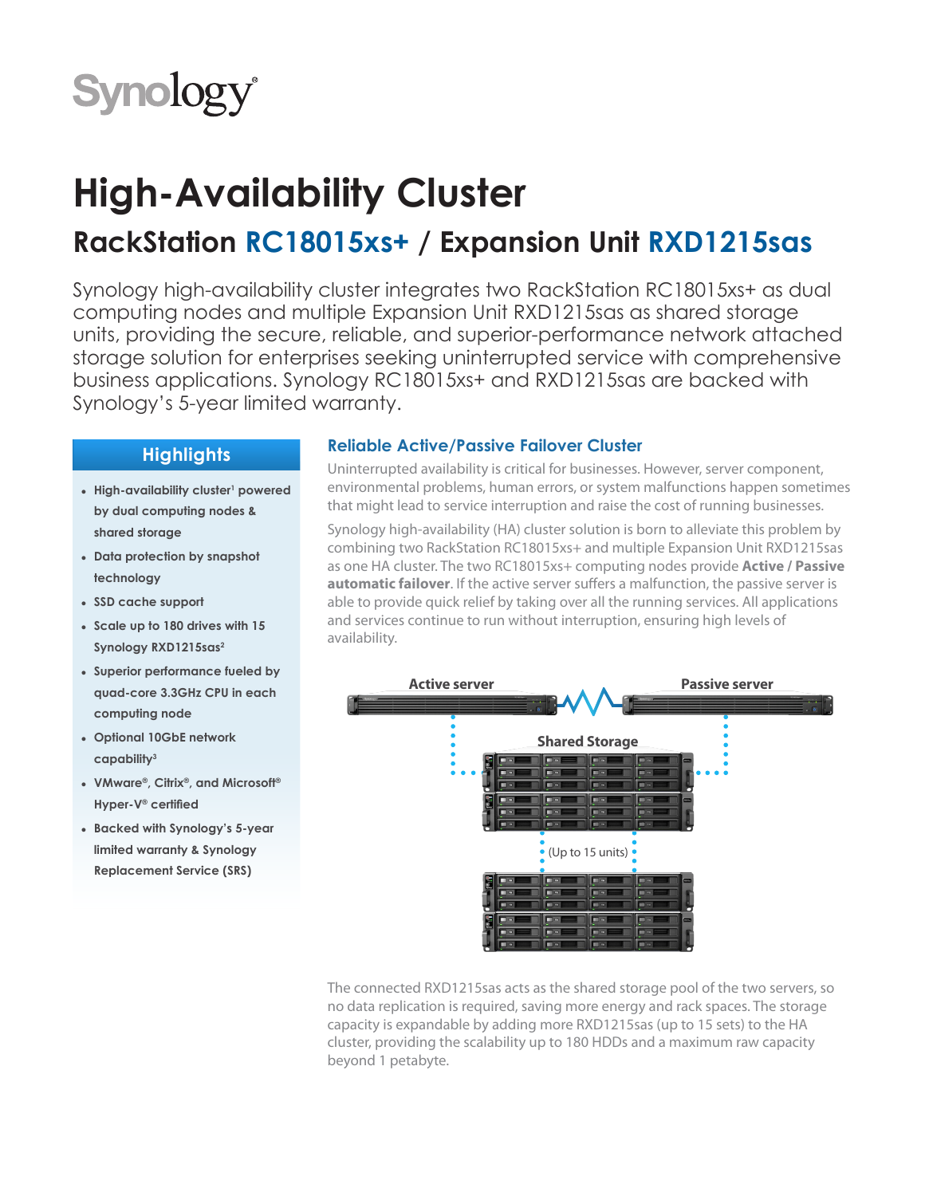Synology

# High-Availability Cluster

## RackStation RC18015xs+ / Expansion Unit RXD1215sas

Synology high-availability cluster integrates two RackStation RC18015xs+ as dual computing nodes and multiple Expansion Unit RXD1215sas as shared storage units, providing the secure, reliable, and superior-performance network attached storage solution for enterprises seeking uninterrupted service with comprehensive business applications. Synology RC18015xs+ and RXD1215sas are backed with Synology's 5-year limited warranty.

### Highlights

- **High-availability cluster[1] powered by dual computing nodes & shared storage**
- **Data protection by snapshot technology**
- **SSD cache support**
- **Scale up to 180 drives with 15 Synology RXD1215sas[2]**
- **Superior performance fueled by quad-core 3.3GHz CPU in each computing node**
- **Optional 10GbE network capability[3]**
- **VMware®, Citrix®, and Microsoft® Hyper-V® certified**
- **Backed with Synology's 5-year limited warranty & Synology Replacement Service (SRS)**

### Reliable Active/Passive Failover Cluster

Uninterrupted availability is critical for businesses. However, server component, environmental problems, human errors, or system malfunctions happen sometimes that might lead to service interruption and raise the cost of running businesses.

Synology high-availability (HA) cluster solution is born to alleviate this problem by combining two RackStation RC18015xs+ and multiple Expansion Unit RXD1215sas as one HA cluster. The two RC18015xs+ computing nodes provide **Active / Passive automatic failover**. If the active server suffers a malfunction, the passive server is able to provide quick relief by taking over all the running services. All applications and services continue to run without interruption, ensuring high levels of availability.

Active server — Passive server — Shared Storage — (Up to 15 units)

The connected RXD1215sas acts as the shared storage pool of the two servers, so no data replication is required, saving more energy and rack spaces. The storage capacity is expandable by adding more RXD1215sas (up to 15 sets) to the HA cluster, providing the scalability up to 180 HDDs and a maximum raw capacity beyond 1 petabyte.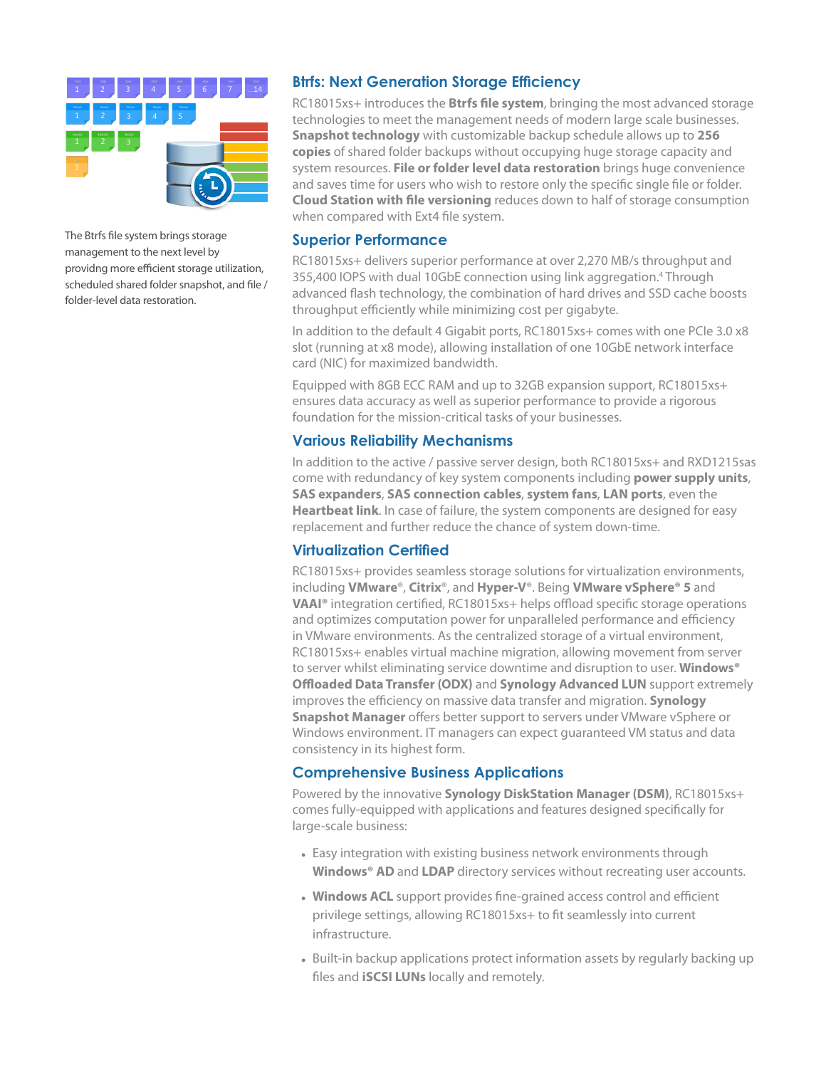The Btrfs file system brings storage management to the next level by providng more efficient storage utilization, scheduled shared folder snapshot, and file / folder-level data restoration.

## Btrfs: Next Generation Storage Efficiency

RC18015xs+ introduces the **Btrfs file system**, bringing the most advanced storage technologies to meet the management needs of modern large scale businesses. **Snapshot technology** with customizable backup schedule allows up to **256 copies** of shared folder backups without occupying huge storage capacity and system resources. **File or folder level data restoration** brings huge convenience and saves time for users who wish to restore only the specific single file or folder. **Cloud Station with file versioning** reduces down to half of storage consumption when compared with Ext4 file system.

## Superior Performance

RC18015xs+ delivers superior performance at over 2,270 MB/s throughput and 355,400 IOPS with dual 10GbE connection using link aggregation.[4] Through advanced flash technology, the combination of hard drives and SSD cache boosts throughput efficiently while minimizing cost per gigabyte.

In addition to the default 4 Gigabit ports, RC18015xs+ comes with one PCIe 3.0 x8 slot (running at x8 mode), allowing installation of one 10GbE network interface card (NIC) for maximized bandwidth.

Equipped with 8GB ECC RAM and up to 32GB expansion support, RC18015xs+ ensures data accuracy as well as superior performance to provide a rigorous foundation for the mission-critical tasks of your businesses.

## Various Reliability Mechanisms

In addition to the active / passive server design, both RC18015xs+ and RXD1215sas come with redundancy of key system components including **power supply units**, **SAS expanders**, **SAS connection cables**, **system fans**, **LAN ports**, even the **Heartbeat link**. In case of failure, the system components are designed for easy replacement and further reduce the chance of system down-time.

## Virtualization Certified

RC18015xs+ provides seamless storage solutions for virtualization environments, including **VMware**®, **Citrix**®, and **Hyper-V**®. Being **VMware vSphere® 5** and **VAAI®** integration certified, RC18015xs+ helps offload specific storage operations and optimizes computation power for unparalleled performance and efficiency in VMware environments. As the centralized storage of a virtual environment, RC18015xs+ enables virtual machine migration, allowing movement from server to server whilst eliminating service downtime and disruption to user. **Windows® Offloaded Data Transfer (ODX)** and **Synology Advanced LUN** support extremely improves the efficiency on massive data transfer and migration. **Synology Snapshot Manager** offers better support to servers under VMware vSphere or Windows environment. IT managers can expect guaranteed VM status and data consistency in its highest form.

## Comprehensive Business Applications

Powered by the innovative **Synology DiskStation Manager (DSM)**, RC18015xs+ comes fully-equipped with applications and features designed specifically for large-scale business:

- Easy integration with existing business network environments through **Windows® AD** and **LDAP** directory services without recreating user accounts.
- **Windows ACL** support provides fine-grained access control and efficient privilege settings, allowing RC18015xs+ to fit seamlessly into current infrastructure.
- Built-in backup applications protect information assets by regularly backing up files and **iSCSI LUNs** locally and remotely.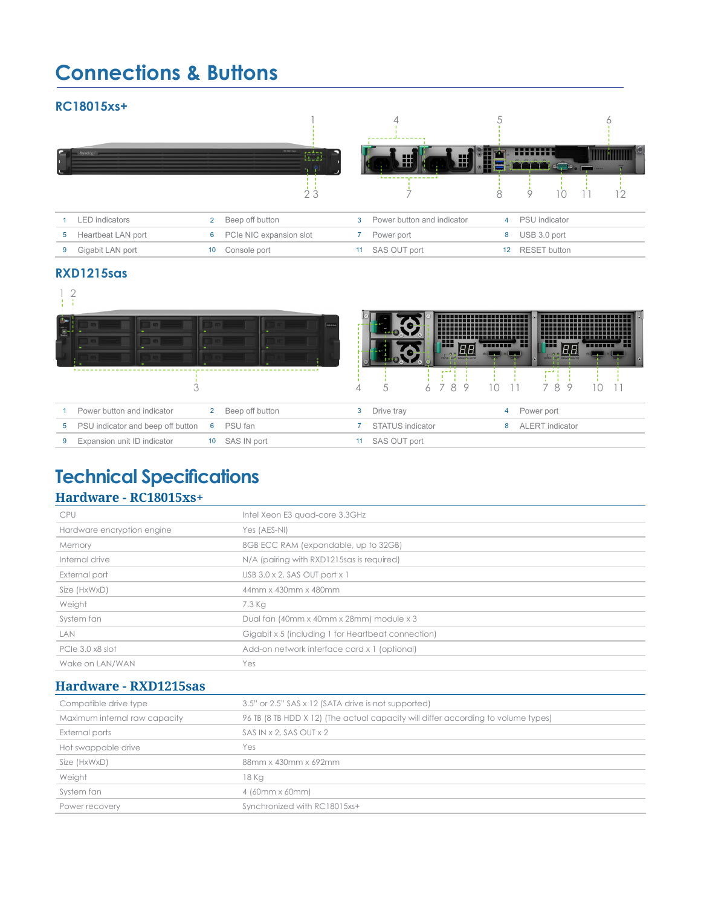# Connections & Buttons

## RC18015xs+

| | | | | | | | |
|---|---|---|---|---|---|---|---|
| 1 | LED indicators | 2 | Beep off button | 3 | Power button and indicator | 4 | PSU indicator |
| 5 | Heartbeat LAN port | 6 | PCIe NIC expansion slot | 7 | Power port | 8 | USB 3.0 port |
| 9 | Gigabit LAN port | 10 | Console port | 11 | SAS OUT port | 12 | RESET button |

## RXD1215sas

| | | | | | | | |
|---|---|---|---|---|---|---|---|
| 1 | Power button and indicator | 2 | Beep off button | 3 | Drive tray | 4 | Power port |
| 5 | PSU indicator and beep off button | 6 | PSU fan | 7 | STATUS indicator | 8 | ALERT indicator |
| 9 | Expansion unit ID indicator | 10 | SAS IN port | 11 | SAS OUT port | | |

# Technical Specifications

## Hardware - RC18015xs+

| | |
|---|---|
| CPU | Intel Xeon E3 quad-core 3.3GHz |
| Hardware encryption engine | Yes (AES-NI) |
| Memory | 8GB ECC RAM (expandable, up to 32GB) |
| Internal drive | N/A (pairing with RXD1215sas is required) |
| External port | USB 3.0 x 2, SAS OUT port x 1 |
| Size (HxWxD) | 44mm x 430mm x 480mm |
| Weight | 7.3 Kg |
| System fan | Dual fan (40mm x 40mm x 28mm) module x 3 |
| LAN | Gigabit x 5 (including 1 for Heartbeat connection) |
| PCIe 3.0 x8 slot | Add-on network interface card x 1 (optional) |
| Wake on LAN/WAN | Yes |

## Hardware - RXD1215sas

| | |
|---|---|
| Compatible drive type | 3.5" or 2.5" SAS x 12 (SATA drive is not supported) |
| Maximum internal raw capacity | 96 TB (8 TB HDD X 12) (The actual capacity will differ according to volume types) |
| External ports | SAS IN x 2, SAS OUT x 2 |
| Hot swappable drive | Yes |
| Size (HxWxD) | 88mm x 430mm x 692mm |
| Weight | 18 Kg |
| System fan | 4 (60mm x 60mm) |
| Power recovery | Synchronized with RC18015xs+ |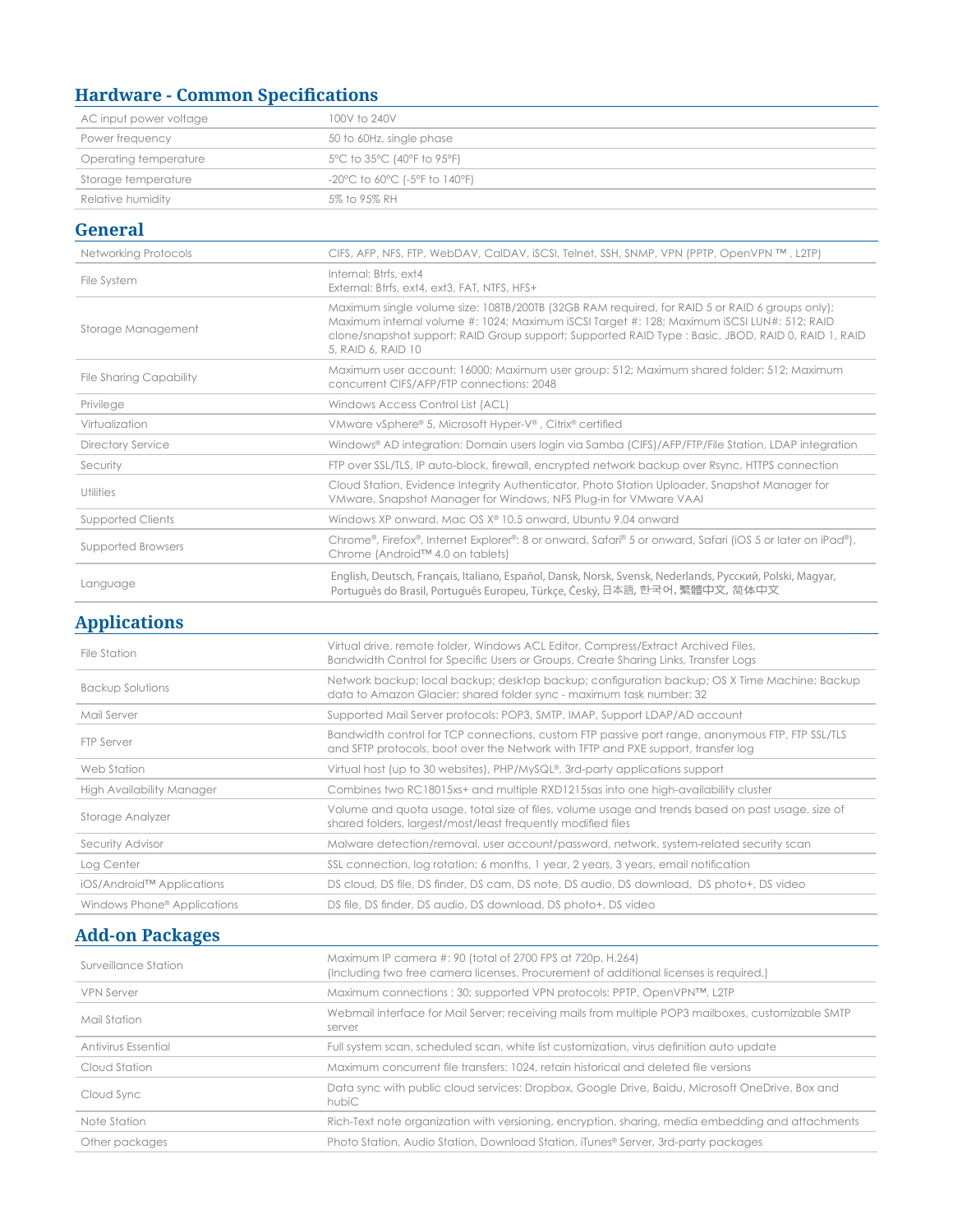## Hardware - Common Specifications

| | |
|---|---|
| AC input power voltage | 100V to 240V |
| Power frequency | 50 to 60Hz, single phase |
| Operating temperature | 5°C to 35°C (40°F to 95°F) |
| Storage temperature | -20°C to 60°C (-5°F to 140°F) |
| Relative humidity | 5% to 95% RH |

## General

| | |
|---|---|
| Networking Protocols | CIFS, AFP, NFS, FTP, WebDAV, CalDAV, iSCSI, Telnet, SSH, SNMP, VPN (PPTP, OpenVPN ™ , L2TP) |
| File System | Internal: Btrfs, ext4<br>External: Btrfs, ext4, ext3, FAT, NTFS, HFS+ |
| Storage Management | Maximum single volume size: 108TB/200TB (32GB RAM required, for RAID 5 or RAID 6 groups only); Maximum internal volume #: 1024; Maximum iSCSI Target #: 128; Maximum iSCSI LUN#: 512; RAID clone/snapshot support; RAID Group support; Supported RAID Type : Basic, JBOD, RAID 0, RAID 1, RAID 5, RAID 6, RAID 10 |
| File Sharing Capability | Maximum user account: 16000; Maximum user group: 512; Maximum shared folder: 512; Maximum concurrent CIFS/AFP/FTP connections: 2048 |
| Privilege | Windows Access Control List (ACL) |
| Virtualization | VMware vSphere® 5, Microsoft Hyper-V® , Citrix® certified |
| Directory Service | Windows® AD integration: Domain users login via Samba (CIFS)/AFP/FTP/File Station, LDAP integration |
| Security | FTP over SSL/TLS, IP auto-block, firewall, encrypted network backup over Rsync, HTTPS connection |
| Utilities | Cloud Station, Evidence Integrity Authenticator, Photo Station Uploader, Snapshot Manager for VMware, Snapshot Manager for Windows, NFS Plug-in for VMware VAAI |
| Supported Clients | Windows XP onward, Mac OS X® 10.5 onward, Ubuntu 9.04 onward |
| Supported Browsers | Chrome®, Firefox®, Internet Explorer®: 8 or onward, Safari® 5 or onward, Safari (iOS 5 or later on iPad®), Chrome (Android™ 4.0 on tablets) |
| Language | English, Deutsch, Français, Italiano, Español, Dansk, Norsk, Svensk, Nederlands, Русский, Polski, Magyar, Português do Brasil, Português Europeu, Türkçe, Český, 日本語, 한국어, 繁體中文, 简体中文 |

## Applications

| | |
|---|---|
| File Station | Virtual drive, remote folder, Windows ACL Editor, Compress/Extract Archived Files, Bandwidth Control for Specific Users or Groups, Create Sharing Links, Transfer Logs |
| Backup Solutions | Network backup; local backup; desktop backup; configuration backup; OS X Time Machine; Backup data to Amazon Glacier; shared folder sync - maximum task number: 32 |
| Mail Server | Supported Mail Server protocols: POP3, SMTP, IMAP, Support LDAP/AD account |
| FTP Server | Bandwidth control for TCP connections, custom FTP passive port range, anonymous FTP, FTP SSL/TLS and SFTP protocols, boot over the Network with TFTP and PXE support, transfer log |
| Web Station | Virtual host (up to 30 websites), PHP/MySQL®, 3rd-party applications support |
| High Availability Manager | Combines two RC18015xs+ and multiple RXD1215sas into one high-availability cluster |
| Storage Analyzer | Volume and quota usage, total size of files, volume usage and trends based on past usage, size of shared folders, largest/most/least frequently modified files |
| Security Advisor | Malware detection/removal, user account/password, network, system-related security scan |
| Log Center | SSL connection, log rotation: 6 months, 1 year, 2 years, 3 years, email notification |
| iOS/Android™ Applications | DS cloud, DS file, DS finder, DS cam, DS note, DS audio, DS download, DS photo+, DS video |
| Windows Phone® Applications | DS file, DS finder, DS audio, DS download, DS photo+, DS video |

## Add-on Packages

| | |
|---|---|
| Surveillance Station | Maximum IP camera #: 90 (total of 2700 FPS at 720p, H.264)<br>(Including two free camera licenses. Procurement of additional licenses is required.) |
| VPN Server | Maximum connections : 30; supported VPN protocols: PPTP, OpenVPN™, L2TP |
| Mail Station | Webmail interface for Mail Server; receiving mails from multiple POP3 mailboxes, customizable SMTP server |
| Antivirus Essential | Full system scan, scheduled scan, white list customization, virus definition auto update |
| Cloud Station | Maximum concurrent file transfers: 1024, retain historical and deleted file versions |
| Cloud Sync | Data sync with public cloud services: Dropbox, Google Drive, Baidu, Microsoft OneDrive, Box and hubiC |
| Note Station | Rich-Text note organization with versioning, encryption, sharing, media embedding and attachments |
| Other packages | Photo Station, Audio Station, Download Station, iTunes® Server, 3rd-party packages |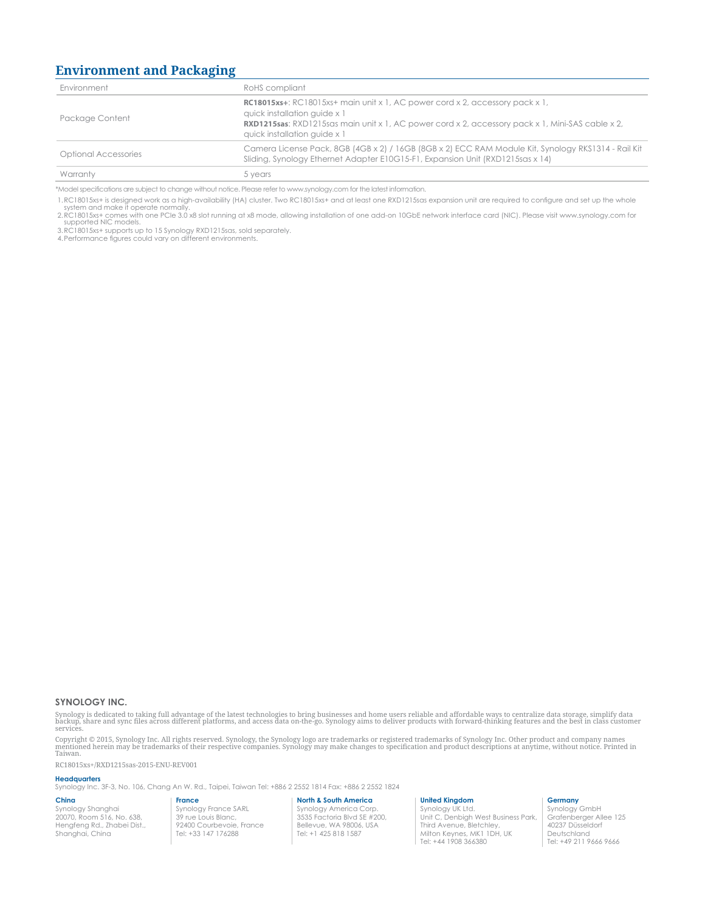## Environment and Packaging

| | |
|---|---|
| Environment | RoHS compliant |
| Package Content | **RC18015xs+**: RC18015xs+ main unit x 1, AC power cord x 2, accessory pack x 1, quick installation guide x 1<br>**RXD1215sas**: RXD1215sas main unit x 1, AC power cord x 2, accessory pack x 1, Mini-SAS cable x 2, quick installation guide x 1 |
| Optional Accessories | Camera License Pack, 8GB (4GB x 2) / 16GB (8GB x 2) ECC RAM Module Kit, Synology RKS1314 - Rail Kit Sliding, Synology Ethernet Adapter E10G15-F1, Expansion Unit (RXD1215sas x 14) |
| Warranty | 5 years |

*Model specifications are subject to change without notice. Please refer to www.synology.com for the latest information.

1. RC18015xs+ is designed work as a high-availability (HA) cluster. Two RC18015xs+ and at least one RXD1215sas expansion unit are required to configure and set up the whole system and make it operate normally.
2. RC18015xs+ comes with one PCIe 3.0 x8 slot running at x8 mode, allowing installation of one add-on 10GbE network interface card (NIC). Please visit www.synology.com for supported NIC models.
3. RC18015xs+ supports up to 15 Synology RXD1215sas, sold separately.
4. Performance figures could vary on different environments.

**SYNOLOGY INC.**

Synology is dedicated to taking full advantage of the latest technologies to bring businesses and home users reliable and affordable ways to centralize data storage, simplify data backup, share and sync files across different platforms, and access data on-the-go. Synology aims to deliver products with forward-thinking features and the best in class customer services.

Copyright © 2015, Synology Inc. All rights reserved. Synology, the Synology logo are trademarks or registered trademarks of Synology Inc. Other product and company names mentioned herein may be trademarks of their respective companies. Synology may make changes to specification and product descriptions at anytime, without notice. Printed in Taiwan.

RC18015xs+/RXD1215sas-2015-ENU-REV001

**Headquarters**
Synology Inc. 3F-3, No. 106, Chang An W. Rd., Taipei, Taiwan Tel: +886 2 2552 1814 Fax: +886 2 2552 1824

**China**
Synology Shanghai
20070, Room 516, No. 638,
Hengfeng Rd., Zhabei Dist.,
Shanghai, China

**France**
Synology France SARL
39 rue Louis Blanc,
92400 Courbevoie, France
Tel: +33 147 176288

**North & South America**
Synology America Corp.
3535 Factoria Blvd SE #200,
Bellevue, WA 98006, USA
Tel: +1 425 818 1587

**United Kingdom**
Synology UK Ltd.
Unit C, Denbigh West Business Park,
Third Avenue, Bletchley,
Milton Keynes, MK1 1DH, UK
Tel: +44 1908 366380

**Germany**
Synology GmbH
Grafenberger Allee 125
40237 Düsseldorf
Deutschland
Tel: +49 211 9666 9666